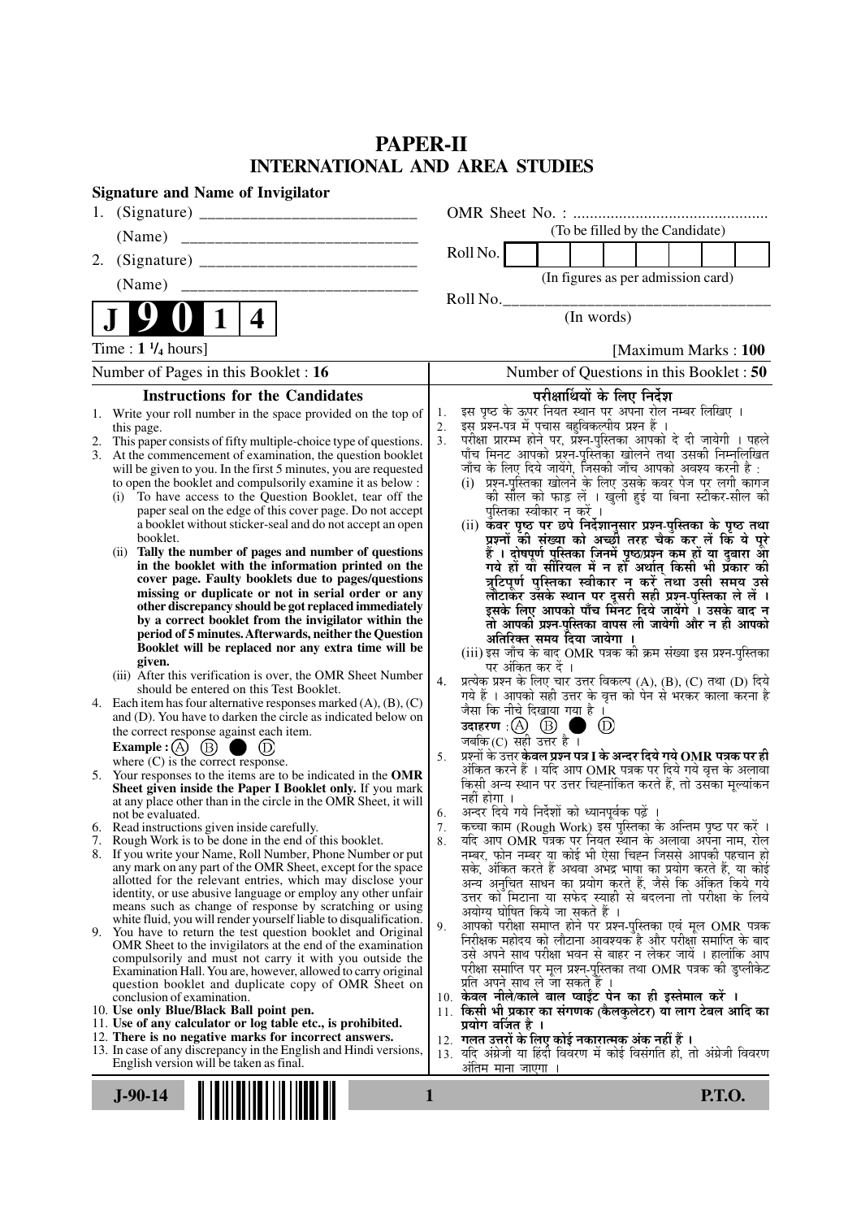# PAPER-II
## INTERNATIONAL AND AREA STUDIES

**Signature and Name of Invigilator**

1. (Signature) \_\_\_\_\_\_\_\_\_\_\_\_\_\_\_\_\_\_\_\_\_\_\_\_\_\_
   (Name) \_\_\_\_\_\_\_\_\_\_\_\_\_\_\_\_\_\_\_\_\_\_\_\_\_\_\_\_
2. (Signature) \_\_\_\_\_\_\_\_\_\_\_\_\_\_\_\_\_\_\_\_\_\_\_\_\_\_
   (Name) \_\_\_\_\_\_\_\_\_\_\_\_\_\_\_\_\_\_\_\_\_\_\_\_\_\_\_\_

OMR Sheet No. : ...............................................
(To be filled by the Candidate)

Roll No. | | | | | | | | |
(In figures as per admission card)

Roll No.\_\_\_\_\_\_\_\_\_\_\_\_\_\_\_\_\_\_\_\_\_\_\_\_\_\_\_\_\_\_\_\_\_\_
(In words)

**J 9 0 1 4**

Time : **1 ¼ hours**] [Maximum Marks : **100**

Number of Pages in this Booklet : 16 | Number of Questions in this Booklet : 50

### Instructions for the Candidates

1. Write your roll number in the space provided on the top of this page.
2. This paper consists of fifty multiple-choice type of questions.
3. At the commencement of examination, the question booklet will be given to you. In the first 5 minutes, you are requested to open the booklet and compulsorily examine it as below :
   (i) To have access to the Question Booklet, tear off the paper seal on the edge of this cover page. Do not accept a booklet without sticker-seal and do not accept an open booklet.
   (ii) **Tally the number of pages and number of questions in the booklet with the information printed on the cover page. Faulty booklets due to pages/questions missing or duplicate or not in serial order or any other discrepancy should be got replaced immediately by a correct booklet from the invigilator within the period of 5 minutes. Afterwards, neither the Question Booklet will be replaced nor any extra time will be given.**
   (iii) After this verification is over, the OMR Sheet Number should be entered on this Test Booklet.
4. Each item has four alternative responses marked (A), (B), (C) and (D). You have to darken the circle as indicated below on the correct response against each item.
   **Example :** (A) (B) ● (D)
   where (C) is the correct response.
5. Your responses to the items are to be indicated in the **OMR Sheet given inside the Paper I Booklet only.** If you mark at any place other than in the circle in the OMR Sheet, it will not be evaluated.
6. Read instructions given inside carefully.
7. Rough Work is to be done in the end of this booklet.
8. If you write your Name, Roll Number, Phone Number or put any mark on any part of the OMR Sheet, except for the space allotted for the relevant entries, which may disclose your identity, or use abusive language or employ any other unfair means such as change of response by scratching or using white fluid, you will render yourself liable to disqualification.
9. You have to return the test question booklet and Original OMR Sheet to the invigilators at the end of the examination compulsorily and must not carry it with you outside the Examination Hall. You are, however, allowed to carry original question booklet and duplicate copy of OMR Sheet on conclusion of examination.
10. **Use only Blue/Black Ball point pen.**
11. **Use of any calculator or log table etc., is prohibited.**
12. **There is no negative marks for incorrect answers.**
13. In case of any discrepancy in the English and Hindi versions, English version will be taken as final.

### परीक्षार्थियों के लिए निर्देश

1. इस पृष्ठ के ऊपर नियत स्थान पर अपना रोल नम्बर लिखिए ।
2. इस प्रश्न-पत्र में पचास बहुविकल्पीय प्रश्न हैं ।
3. परीक्षा प्रारम्भ होने पर, प्रश्न-पुस्तिका आपको दे दी जायेगी । पहले पाँच मिनट आपको प्रश्न-पुस्तिका खोलने तथा उसकी निम्नलिखित जाँच के लिए दिये जायेंगे, जिसकी जाँच आपको अवश्य करनी है :
   (i) प्रश्न-पुस्तिका खोलने के लिए उसके कवर पेज पर लगी कागज की सील को फाड़ लें । खुली हुई या बिना स्टीकर-सील की पुस्तिका स्वीकार न करें ।
   (ii) **कवर पृष्ठ पर छपे निर्देशानुसार प्रश्न-पुस्तिका के पृष्ठ तथा प्रश्नों की संख्या को अच्छी तरह चैक कर लें कि ये पूरे हैं । दोषपूर्ण पुस्तिका जिनमें पृष्ठ/प्रश्न कम हों या दुबारा आ गये हों या सीरियल में न हों अर्थात् किसी भी प्रकार की त्रुटिपूर्ण पुस्तिका स्वीकार न करें तथा उसी समय उसे लौटाकर उसके स्थान पर दूसरी सही प्रश्न-पुस्तिका ले लें । इसके लिए आपको पाँच मिनट दिये जायेंगे । उसके बाद न तो आपकी प्रश्न-पुस्तिका वापस ली जायेगी और न ही आपको अतिरिक्त समय दिया जायेगा ।**
   (iii) इस जाँच के बाद OMR पत्रक की क्रम संख्या इस प्रश्न-पुस्तिका पर अंकित कर दें ।
4. प्रत्येक प्रश्न के लिए चार उत्तर विकल्प (A), (B), (C) तथा (D) दिये गये हैं । आपको सही उत्तर के वृत्त को पेन से भरकर काला करना है जैसा कि नीचे दिखाया गया है ।
   **उदाहरण :** (A) (B) ● (D)
   जबकि (C) सही उत्तर है ।
5. प्रश्नों के उत्तर **केवल प्रश्न पत्र I के अन्दर दिये गये OMR पत्रक पर ही** अंकित करने हैं । यदि आप OMR पत्रक पर दिये गये वृत्त के अलावा किसी अन्य स्थान पर उत्तर चिह्नांकित करते हैं, तो उसका मूल्यांकन नहीं होगा ।
6. अन्दर दिये गये निर्देशों को ध्यानपूर्वक पढ़ें ।
7. कच्चा काम (Rough Work) इस पुस्तिका के अन्तिम पृष्ठ पर करें ।
8. यदि आप OMR पत्रक पर नियत स्थान के अलावा अपना नाम, रोल नम्बर, फोन नम्बर या कोई भी ऐसा चिह्न जिससे आपकी पहचान हो सके, अंकित करते हैं अथवा अभद्र भाषा का प्रयोग करते हैं, या कोई अन्य अनुचित साधन का प्रयोग करते हैं, जैसे कि अंकित किये गये उत्तर को मिटाना या सफेद स्याही से बदलना तो परीक्षा के लिये अयोग्य घोषित किये जा सकते हैं ।
9. आपको परीक्षा समाप्त होने पर प्रश्न-पुस्तिका एवं मूल OMR पत्रक निरीक्षक महोदय को लौटाना आवश्यक है और परीक्षा समाप्ति के बाद उसे अपने साथ परीक्षा भवन से बाहर न लेकर जायें । हालांकि आप परीक्षा समाप्ति पर मूल प्रश्न-पुस्तिका तथा OMR पत्रक की डुप्लीकेट प्रति अपने साथ ले जा सकते हैं ।
10. **केवल नीले/काले बाल प्वाईंट पेन का ही इस्तेमाल करें ।**
11. **किसी भी प्रकार का संगणक (कैलकुलेटर) या लाग टेबल आदि का प्रयोग वर्जित है ।**
12. **गलत उत्तरों के लिए कोई नकारात्मक अंक नहीं हैं ।**
13. यदि अंग्रेजी या हिंदी विवरण में कोई विसंगति हो, तो अंग्रेजी विवरण अंतिम माना जाएगा ।

**J-90-14** **P.T.O.**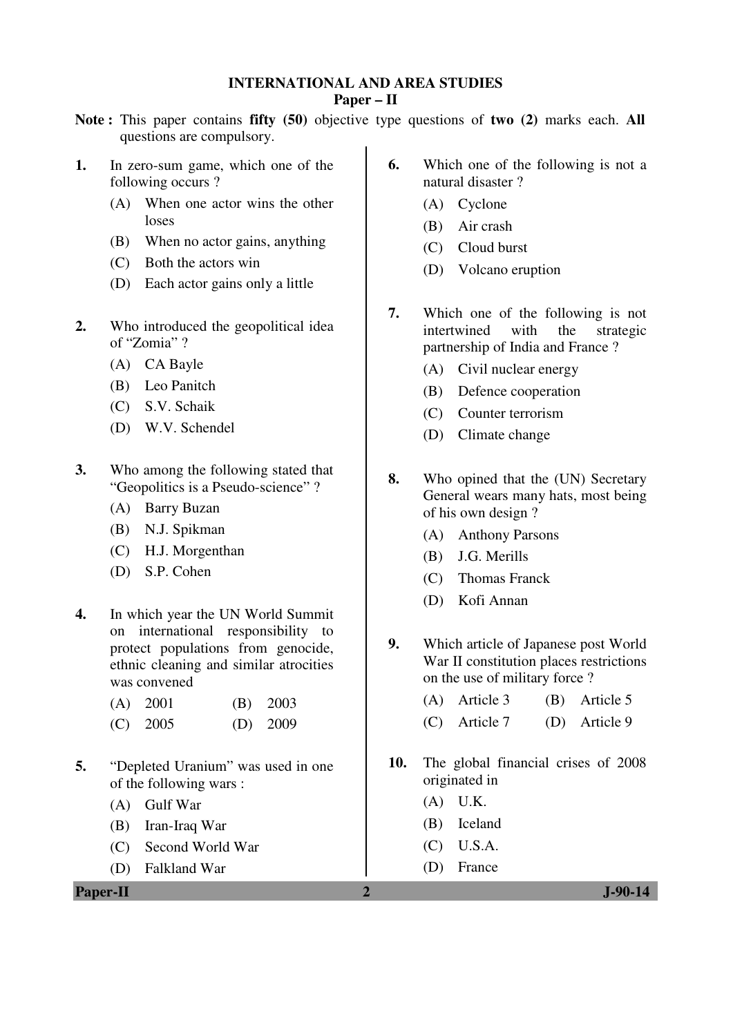# INTERNATIONAL AND AREA STUDIES

## Paper – II

**Note :** This paper contains **fifty (50)** objective type questions of **two (2)** marks each. **All** questions are compulsory.

**1.** In zero-sum game, which one of the following occurs ?

- (A) When one actor wins the other loses
- (B) When no actor gains, anything
- (C) Both the actors win
- (D) Each actor gains only a little

**2.** Who introduced the geopolitical idea of "Zomia" ?

- (A) CA Bayle
- (B) Leo Panitch
- (C) S.V. Schaik
- (D) W.V. Schendel

**3.** Who among the following stated that "Geopolitics is a Pseudo-science" ?

- (A) Barry Buzan
- (B) N.J. Spikman
- (C) H.J. Morgenthan
- (D) S.P. Cohen

**4.** In which year the UN World Summit on international responsibility to protect populations from genocide, ethnic cleaning and similar atrocities was convened

- (A) 2001
- (B) 2003
- (C) 2005
- (D) 2009

**5.** "Depleted Uranium" was used in one of the following wars :

- (A) Gulf War
- (B) Iran-Iraq War
- (C) Second World War
- (D) Falkland War

**6.** Which one of the following is not a natural disaster ?

- (A) Cyclone
- (B) Air crash
- (C) Cloud burst
- (D) Volcano eruption

**7.** Which one of the following is not intertwined with the strategic partnership of India and France ?

- (A) Civil nuclear energy
- (B) Defence cooperation
- (C) Counter terrorism
- (D) Climate change

**8.** Who opined that the (UN) Secretary General wears many hats, most being of his own design ?

- (A) Anthony Parsons
- (B) J.G. Merills
- (C) Thomas Franck
- (D) Kofi Annan

**9.** Which article of Japanese post World War II constitution places restrictions on the use of military force ?

- (A) Article 3
- (B) Article 5
- (C) Article 7
- (D) Article 9

**10.** The global financial crises of 2008 originated in

- (A) U.K.
- (B) Iceland
- (C) U.S.A.
- (D) France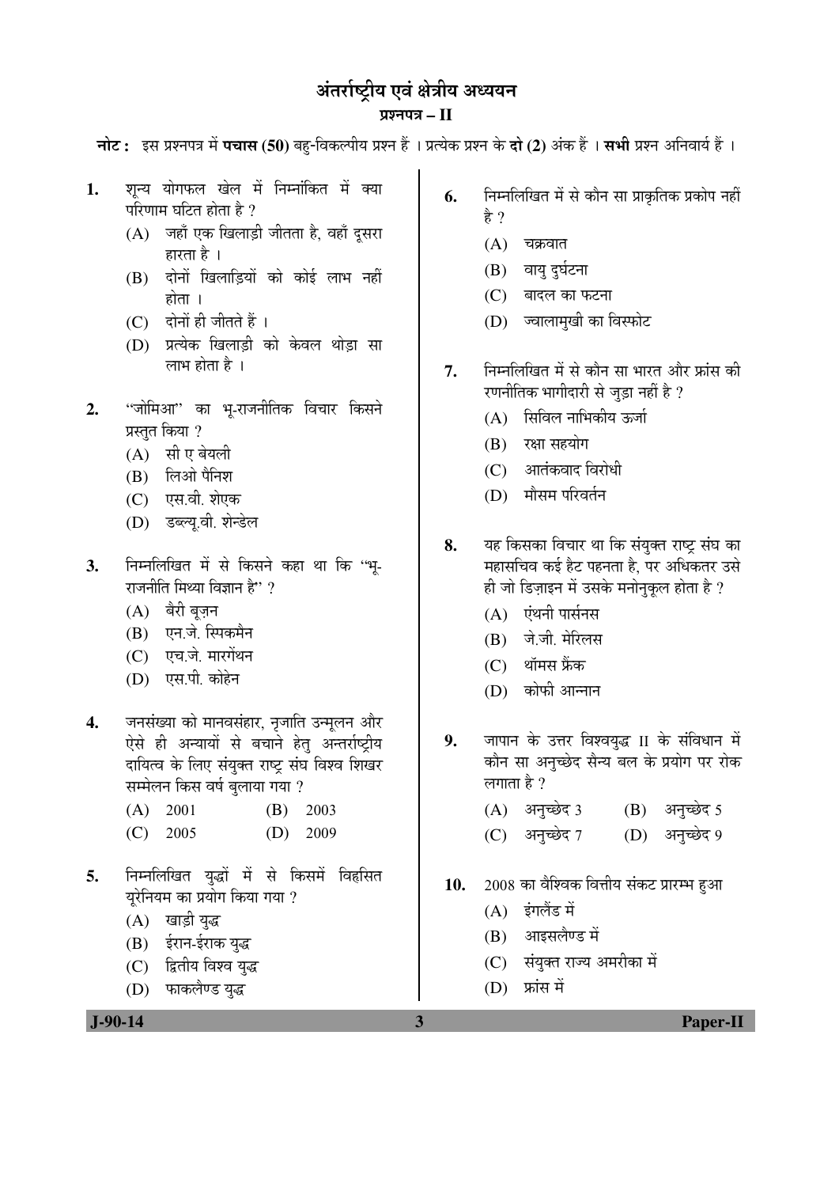# अंतर्राष्ट्रीय एवं क्षेत्रीय अध्ययन

## प्रश्नपत्र – II

**नोट :** इस प्रश्नपत्र में **पचास (50)** बहु-विकल्पीय प्रश्न हैं । प्रत्येक प्रश्न के **दो (2)** अंक हैं । **सभी** प्रश्न अनिवार्य हैं ।

1. शून्य योगफल खेल में निम्नांकित में क्या परिणाम घटित होता है ?
   (A) जहाँ एक खिलाड़ी जीतता है, वहाँ दूसरा हारता है ।
   (B) दोनों खिलाड़ियों को कोई लाभ नहीं होता ।
   (C) दोनों ही जीतते हैं ।
   (D) प्रत्येक खिलाड़ी को केवल थोड़ा सा लाभ होता है ।

2. "जोमिआ" का भू-राजनीतिक विचार किसने प्रस्तुत किया ?
   (A) सी ए बेयली
   (B) लिओ पैनिश
   (C) एस.वी. शेएक
   (D) डब्ल्यू.वी. शेन्डेल

3. निम्नलिखित में से किसने कहा था कि "भू-राजनीति मिथ्या विज्ञान है" ?
   (A) बैरी बूज़न
   (B) एन.जे. स्पिकमैन
   (C) एच.जे. मारगेंथन
   (D) एस.पी. कोहेन

4. जनसंख्या को मानवसंहार, नृजाति उन्मूलन और ऐसे ही अन्यायों से बचाने हेतु अन्तर्राष्ट्रीय दायित्व के लिए संयुक्त राष्ट्र संघ विश्व शिखर सम्मेलन किस वर्ष बुलाया गया ?
   (A) 2001
   (B) 2003
   (C) 2005
   (D) 2009

5. निम्नलिखित युद्धों में से किसमें विहसित यूरेनियम का प्रयोग किया गया ?
   (A) खाड़ी युद्ध
   (B) ईरान-ईराक युद्ध
   (C) द्वितीय विश्व युद्ध
   (D) फाकलैण्ड युद्ध

6. निम्नलिखित में से कौन सा प्राकृतिक प्रकोप नहीं है ?
   (A) चक्रवात
   (B) वायु दुर्घटना
   (C) बादल का फटना
   (D) ज्वालामुखी का विस्फोट

7. निम्नलिखित में से कौन सा भारत और फ्रांस की रणनीतिक भागीदारी से जुड़ा नहीं है ?
   (A) सिविल नाभिकीय ऊर्जा
   (B) रक्षा सहयोग
   (C) आतंकवाद विरोधी
   (D) मौसम परिवर्तन

8. यह किसका विचार था कि संयुक्त राष्ट्र संघ का महासचिव कई हैट पहनता है, पर अधिकतर उसे ही जो डिज़ाइन में उसके मनोनुकूल होता है ?
   (A) एंथनी पार्सनस
   (B) जे.जी. मेरिलस
   (C) थॉमस फ्रेंक
   (D) कोफी आन्नान

9. जापान के उत्तर विश्वयुद्ध II के संविधान में कौन सा अनुच्छेद सैन्य बल के प्रयोग पर रोक लगाता है ?
   (A) अनुच्छेद 3
   (B) अनुच्छेद 5
   (C) अनुच्छेद 7
   (D) अनुच्छेद 9

10. 2008 का वैश्विक वित्तीय संकट प्रारम्भ हुआ
    (A) इंगलैंड में
    (B) आइसलैण्ड में
    (C) संयुक्त राज्य अमरीका में
    (D) फ्रांस में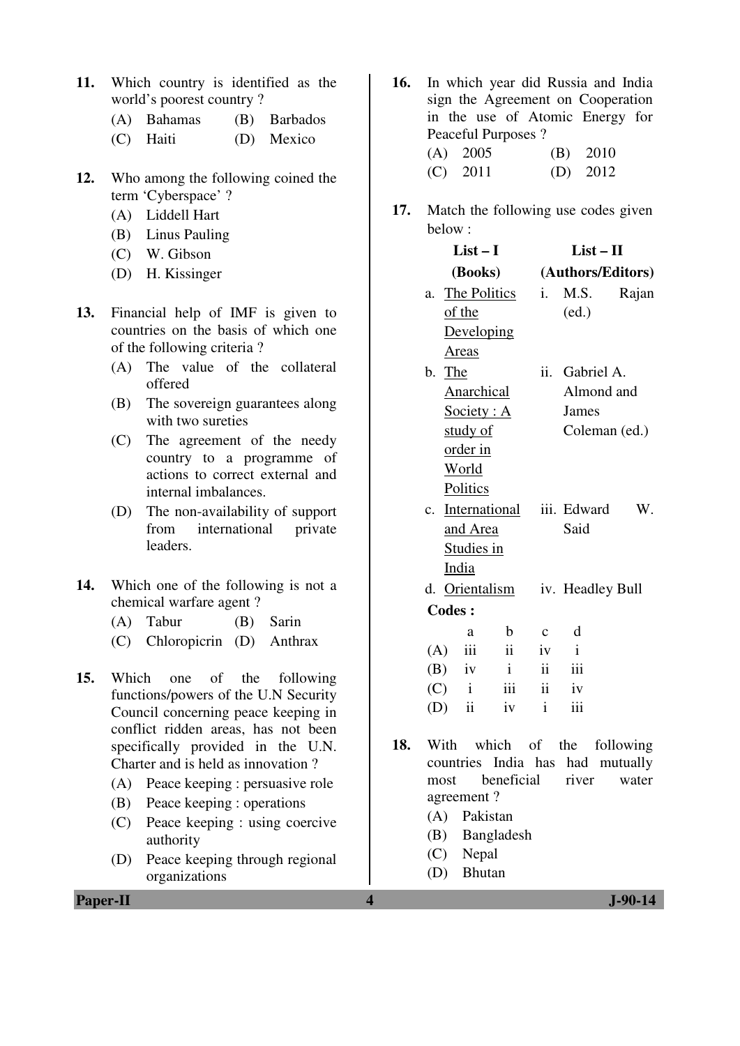11. Which country is identified as the world's poorest country ?
    (A) Bahamas (B) Barbados
    (C) Haiti (D) Mexico

12. Who among the following coined the term 'Cyberspace' ?
    (A) Liddell Hart
    (B) Linus Pauling
    (C) W. Gibson
    (D) H. Kissinger

13. Financial help of IMF is given to countries on the basis of which one of the following criteria ?
    (A) The value of the collateral offered
    (B) The sovereign guarantees along with two sureties
    (C) The agreement of the needy country to a programme of actions to correct external and internal imbalances.
    (D) The non-availability of support from international private leaders.

14. Which one of the following is not a chemical warfare agent ?
    (A) Tabur (B) Sarin
    (C) Chloropicrin (D) Anthrax

15. Which one of the following functions/powers of the U.N Security Council concerning peace keeping in conflict ridden areas, has not been specifically provided in the U.N. Charter and is held as innovation ?
    (A) Peace keeping : persuasive role
    (B) Peace keeping : operations
    (C) Peace keeping : using coercive authority
    (D) Peace keeping through regional organizations

16. In which year did Russia and India sign the Agreement on Cooperation in the use of Atomic Energy for Peaceful Purposes ?
    (A) 2005 (B) 2010
    (C) 2011 (D) 2012

17. Match the following use codes given below :

| List – I (Books) | List – II (Authors/Editors) |
|---|---|
| a. The Politics of the Developing Areas | i. M.S. Rajan (ed.) |
| b. The Anarchical Society : A study of order in World Politics | ii. Gabriel A. Almond and James Coleman (ed.) |
| c. International and Area Studies in India | iii. Edward W. Said |
| d. Orientalism | iv. Headley Bull |

**Codes :**

| | a | b | c | d |
|---|---|---|---|---|
| (A) | iii | ii | iv | i |
| (B) | iv | i | ii | iii |
| (C) | i | iii | ii | iv |
| (D) | ii | iv | i | iii |

18. With which of the following countries India has had mutually most beneficial river water agreement ?
    (A) Pakistan
    (B) Bangladesh
    (C) Nepal
    (D) Bhutan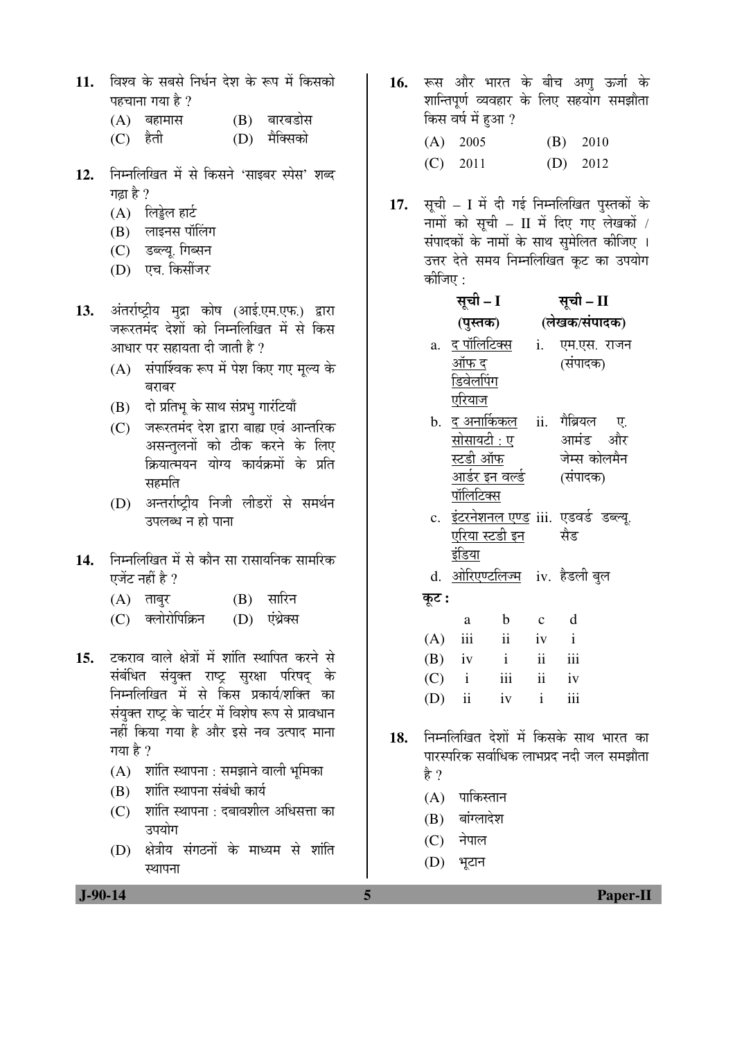11. विश्व के सबसे निर्धन देश के रूप में किसको पहचाना गया है ?

    (A) बहामास (B) बारबडोस

    (C) हैती (D) मैक्सिको

12. निम्नलिखित में से किसने 'साइबर स्पेस' शब्द गढ़ा है ?

    (A) लिड्डेल हार्ट

    (B) लाइनस पॉलिंग

    (C) डब्ल्यू. गिब्सन

    (D) एच. किसींजर

13. अंतर्राष्ट्रीय मुद्रा कोष (आई.एम.एफ.) द्वारा जरूरतमंद देशों को निम्नलिखित में से किस आधार पर सहायता दी जाती है ?

    (A) संपार्श्विक रूप में पेश किए गए मूल्य के बराबर

    (B) दो प्रतिभू के साथ संप्रभु गारंटियाँ

    (C) जरूरतमंद देश द्वारा बाह्य एवं आन्तरिक असन्तुलनों को ठीक करने के लिए क्रियात्मयन योग्य कार्यक्रमों के प्रति सहमति

    (D) अन्तर्राष्ट्रीय निजी लीडरों से समर्थन उपलब्ध न हो पाना

14. निम्नलिखित में से कौन सा रासायनिक सामरिक एजेंट नहीं है ?

    (A) ताबुर (B) सारिन

    (C) क्लोरोपिक्रिन (D) एंथ्रेक्स

15. टकराव वाले क्षेत्रों में शांति स्थापित करने से संबंधित संयुक्त राष्ट्र सुरक्षा परिषद् के निम्नलिखित में से किस प्रकार्य/शक्ति का संयुक्त राष्ट्र के चार्टर में विशेष रूप से प्रावधान नहीं किया गया है और इसे नव उत्पाद माना गया है ?

    (A) शांति स्थापना : समझाने वाली भूमिका

    (B) शांति स्थापना संबंधी कार्य

    (C) शांति स्थापना : दबावशील अधिसत्ता का उपयोग

    (D) क्षेत्रीय संगठनों के माध्यम से शांति स्थापना

16. रूस और भारत के बीच अणु ऊर्जा के शान्तिपूर्ण व्यवहार के लिए सहयोग समझौता किस वर्ष में हुआ ?

    (A) 2005 (B) 2010

    (C) 2011 (D) 2012

17. सूची – I में दी गई निम्नलिखित पुस्तकों के नामों को सूची – II में दिए गए लेखकों / संपादकों के नामों के साथ सुमेलित कीजिए । उत्तर देते समय निम्नलिखित कूट का उपयोग कीजिए :

| सूची – I (पुस्तक) | सूची – II (लेखक/संपादक) |
|---|---|
| a. द पॉलिटिक्स ऑफ द डिवेलपिंग एरियाज | i. एम.एस. राजन (संपादक) |
| b. द अनार्किकल सोसायटी : ए स्टडी ऑफ आर्डर इन वर्ल्ड पॉलिटिक्स | ii. गैब्रियल ए. आमंड और जेम्स कोलमैन (संपादक) |
| c. इंटरनेशनल एण्ड एरिया स्टडी इन इंडिया | iii. एडवर्ड डब्ल्यू. सैड |
| d. ओरिएण्टलिज्म | iv. हैडली बुल |

कूट :

| | a | b | c | d |
|---|---|---|---|---|
| (A) | iii | ii | iv | i |
| (B) | iv | i | ii | iii |
| (C) | i | iii | ii | iv |
| (D) | ii | iv | i | iii |

18. निम्नलिखित देशों में किसके साथ भारत का पारस्परिक सर्वाधिक लाभप्रद नदी जल समझौता है ?

    (A) पाकिस्तान

    (B) बांग्लादेश

    (C) नेपाल

    (D) भूटान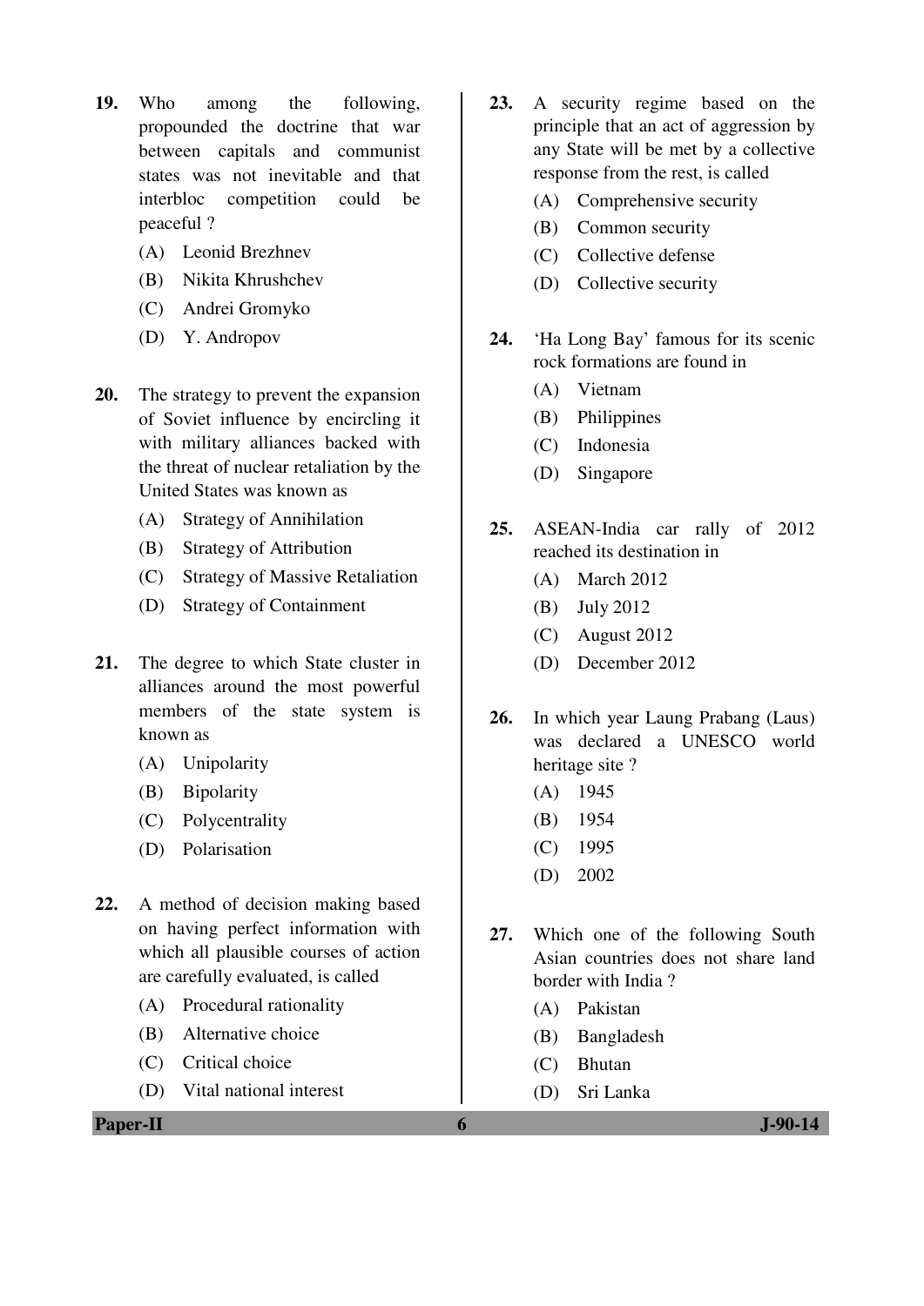19. Who among the following, propounded the doctrine that war between capitals and communist states was not inevitable and that interbloc competition could be peaceful ?
   (A) Leonid Brezhnev
   (B) Nikita Khrushchev
   (C) Andrei Gromyko
   (D) Y. Andropov

20. The strategy to prevent the expansion of Soviet influence by encircling it with military alliances backed with the threat of nuclear retaliation by the United States was known as
   (A) Strategy of Annihilation
   (B) Strategy of Attribution
   (C) Strategy of Massive Retaliation
   (D) Strategy of Containment

21. The degree to which State cluster in alliances around the most powerful members of the state system is known as
   (A) Unipolarity
   (B) Bipolarity
   (C) Polycentrality
   (D) Polarisation

22. A method of decision making based on having perfect information with which all plausible courses of action are carefully evaluated, is called
   (A) Procedural rationality
   (B) Alternative choice
   (C) Critical choice
   (D) Vital national interest

23. A security regime based on the principle that an act of aggression by any State will be met by a collective response from the rest, is called
   (A) Comprehensive security
   (B) Common security
   (C) Collective defense
   (D) Collective security

24. 'Ha Long Bay' famous for its scenic rock formations are found in
   (A) Vietnam
   (B) Philippines
   (C) Indonesia
   (D) Singapore

25. ASEAN-India car rally of 2012 reached its destination in
   (A) March 2012
   (B) July 2012
   (C) August 2012
   (D) December 2012

26. In which year Laung Prabang (Laus) was declared a UNESCO world heritage site ?
   (A) 1945
   (B) 1954
   (C) 1995
   (D) 2002

27. Which one of the following South Asian countries does not share land border with India ?
   (A) Pakistan
   (B) Bangladesh
   (C) Bhutan
   (D) Sri Lanka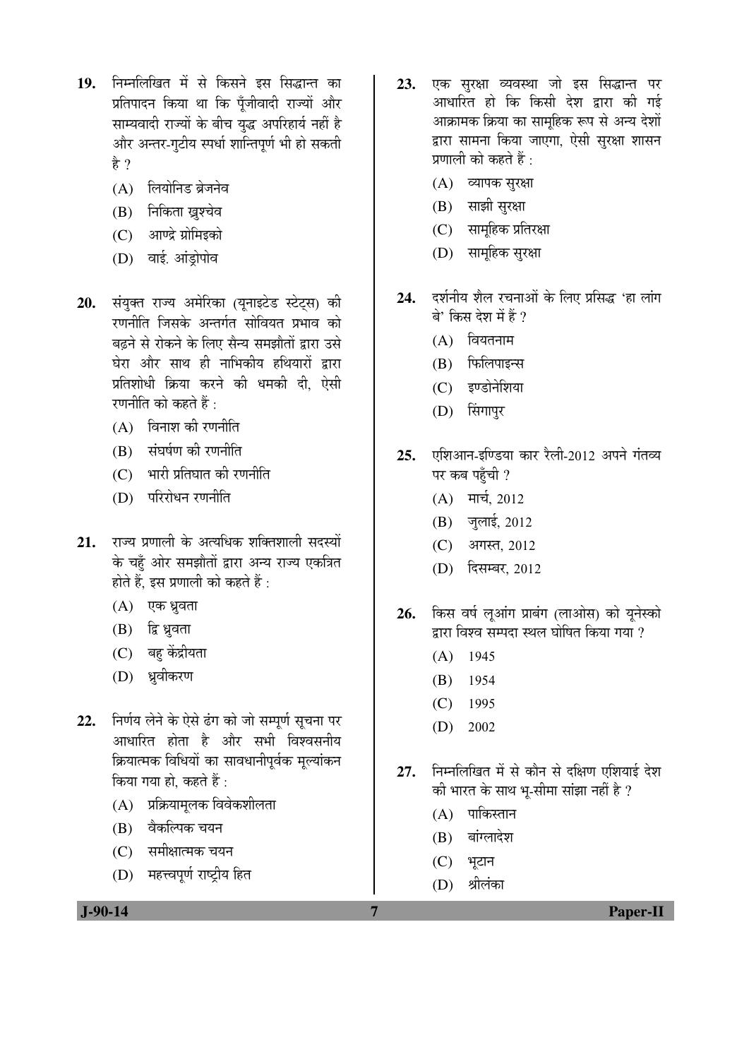19. निम्नलिखित में से किसने इस सिद्धान्त का प्रतिपादन किया था कि पूँजीवादी राज्यों और साम्यवादी राज्यों के बीच युद्ध अपरिहार्य नहीं है और अन्तर-गुटीय स्पर्धा शान्तिपूर्ण भी हो सकती है ?
    - (A) लियोनिड ब्रेजनेव
    - (B) निकिता ख्रुश्चेव
    - (C) आण्द्रे ग्रोमिइको
    - (D) वाई. आंड्रोपोव

20. संयुक्त राज्य अमेरिका (यूनाइटेड स्टेट्स) की रणनीति जिसके अन्तर्गत सोवियत प्रभाव को बढ़ने से रोकने के लिए सैन्य समझौतों द्वारा उसे घेरा और साथ ही नाभिकीय हथियारों द्वारा प्रतिशोधी क्रिया करने की धमकी दी, ऐसी रणनीति को कहते हैं :
    - (A) विनाश की रणनीति
    - (B) संघर्षण की रणनीति
    - (C) भारी प्रतिघात की रणनीति
    - (D) परिरोधन रणनीति

21. राज्य प्रणाली के अत्यधिक शक्तिशाली सदस्यों के चहुँ ओर समझौतों द्वारा अन्य राज्य एकत्रित होते हैं, इस प्रणाली को कहते हैं :
    - (A) एक ध्रुवता
    - (B) द्वि ध्रुवता
    - (C) बहु केंद्रीयता
    - (D) ध्रुवीकरण

22. निर्णय लेने के ऐसे ढंग को जो सम्पूर्ण सूचना पर आधारित होता है और सभी विश्वसनीय क्रियात्मक विधियों का सावधानीपूर्वक मूल्यांकन किया गया हो, कहते हैं :
    - (A) प्रक्रियामूलक विवेकशीलता
    - (B) वैकल्पिक चयन
    - (C) समीक्षात्मक चयन
    - (D) महत्त्वपूर्ण राष्ट्रीय हित

23. एक सुरक्षा व्यवस्था जो इस सिद्धान्त पर आधारित हो कि किसी देश द्वारा की गई आक्रामक क्रिया का सामूहिक रूप से अन्य देशों द्वारा सामना किया जाएगा, ऐसी सुरक्षा शासन प्रणाली को कहते हैं :
    - (A) व्यापक सुरक्षा
    - (B) साझी सुरक्षा
    - (C) सामूहिक प्रतिरक्षा
    - (D) सामूहिक सुरक्षा

24. दर्शनीय शैल रचनाओं के लिए प्रसिद्ध 'हा लांग बे' किस देश में हैं ?
    - (A) वियतनाम
    - (B) फिलिपाइन्स
    - (C) इण्डोनेशिया
    - (D) सिंगापुर

25. एशिआन-इण्डिया कार रैली-2012 अपने गंतव्य पर कब पहुँची ?
    - (A) मार्च, 2012
    - (B) जुलाई, 2012
    - (C) अगस्त, 2012
    - (D) दिसम्बर, 2012

26. किस वर्ष लूआंग प्राबंग (लाओस) को यूनेस्को द्वारा विश्व सम्पदा स्थल घोषित किया गया ?
    - (A) 1945
    - (B) 1954
    - (C) 1995
    - (D) 2002

27. निम्नलिखित में से कौन से दक्षिण एशियाई देश की भारत के साथ भू-सीमा सांझा नहीं है ?
    - (A) पाकिस्तान
    - (B) बांग्लादेश
    - (C) भूटान
    - (D) श्रीलंका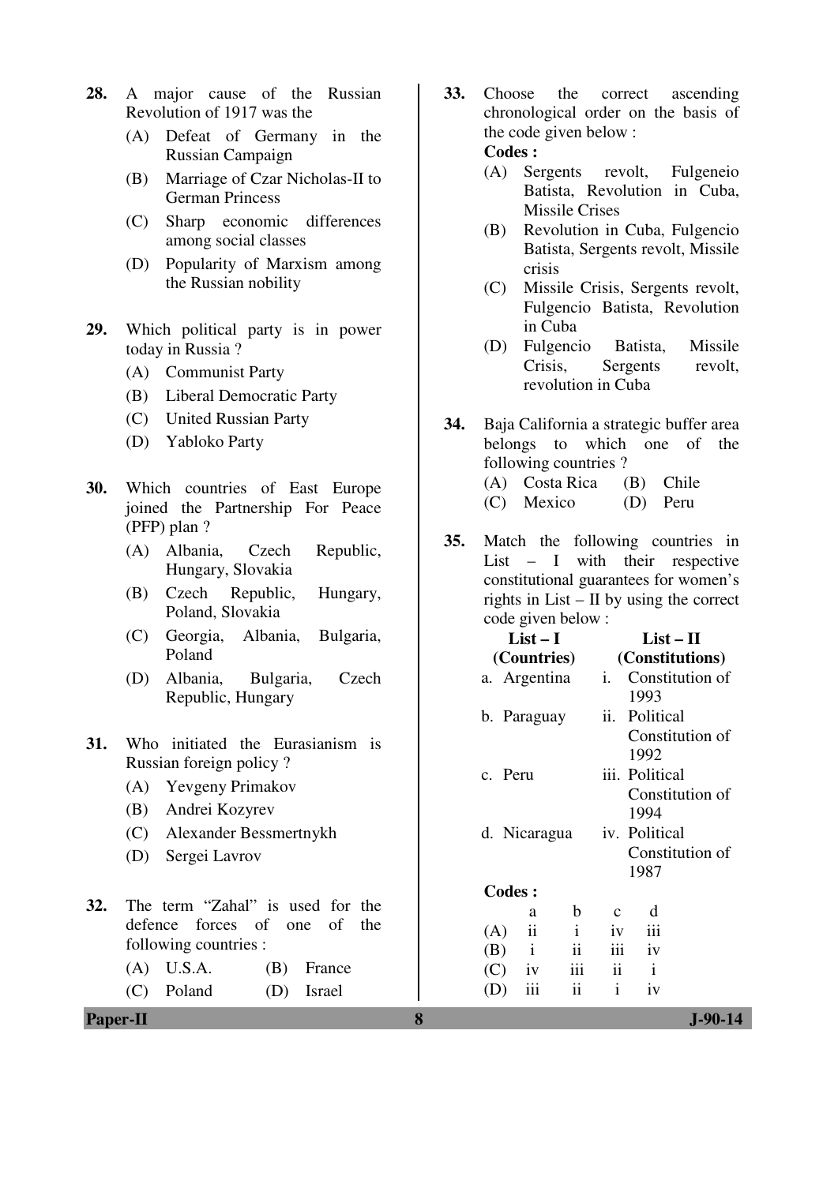28. A major cause of the Russian Revolution of 1917 was the
    - (A) Defeat of Germany in the Russian Campaign
    - (B) Marriage of Czar Nicholas-II to German Princess
    - (C) Sharp economic differences among social classes
    - (D) Popularity of Marxism among the Russian nobility

29. Which political party is in power today in Russia ?
    - (A) Communist Party
    - (B) Liberal Democratic Party
    - (C) United Russian Party
    - (D) Yabloko Party

30. Which countries of East Europe joined the Partnership For Peace (PFP) plan ?
    - (A) Albania, Czech Republic, Hungary, Slovakia
    - (B) Czech Republic, Hungary, Poland, Slovakia
    - (C) Georgia, Albania, Bulgaria, Poland
    - (D) Albania, Bulgaria, Czech Republic, Hungary

31. Who initiated the Eurasianism is Russian foreign policy ?
    - (A) Yevgeny Primakov
    - (B) Andrei Kozyrev
    - (C) Alexander Bessmertnykh
    - (D) Sergei Lavrov

32. The term "Zahal" is used for the defence forces of one of the following countries :
    - (A) U.S.A.
    - (B) France
    - (C) Poland
    - (D) Israel

33. Choose the correct ascending chronological order on the basis of the code given below :

    **Codes :**
    - (A) Sergents revolt, Fulgeneio Batista, Revolution in Cuba, Missile Crises
    - (B) Revolution in Cuba, Fulgencio Batista, Sergents revolt, Missile crisis
    - (C) Missile Crisis, Sergents revolt, Fulgencio Batista, Revolution in Cuba
    - (D) Fulgencio Batista, Missile Crisis, Sergents revolt, revolution in Cuba

34. Baja California a strategic buffer area belongs to which one of the following countries ?
    - (A) Costa Rica
    - (B) Chile
    - (C) Mexico
    - (D) Peru

35. Match the following countries in List – I with their respective constitutional guarantees for women's rights in List – II by using the correct code given below :

| List – I (Countries) | List – II (Constitutions) |
|---|---|
| a. Argentina | i. Constitution of 1993 |
| b. Paraguay | ii. Political Constitution of 1992 |
| c. Peru | iii. Political Constitution of 1994 |
| d. Nicaragua | iv. Political Constitution of 1987 |

**Codes :**

| | a | b | c | d |
|---|---|---|---|---|
| (A) | ii | i | iv | iii |
| (B) | i | ii | iii | iv |
| (C) | iv | iii | ii | i |
| (D) | iii | ii | i | iv |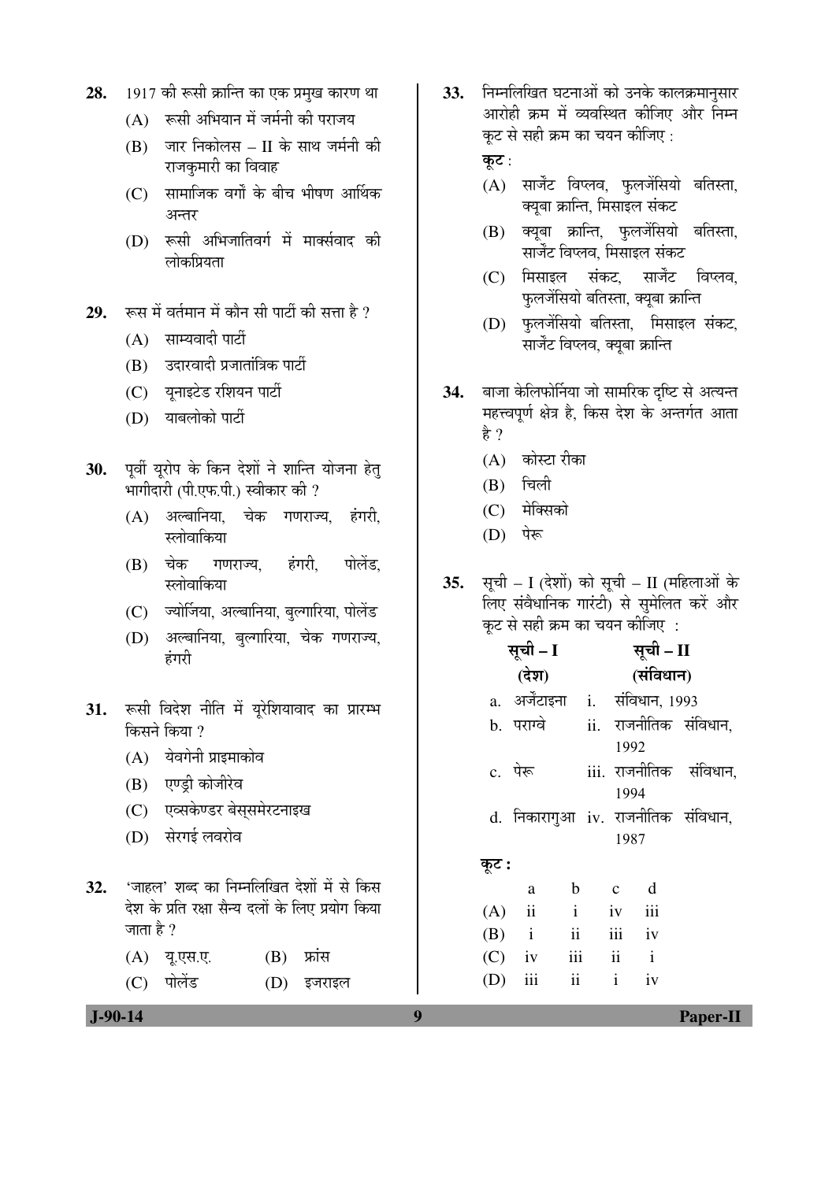28. 1917 की रूसी क्रान्ति का एक प्रमुख कारण था

(A) रूसी अभियान में जर्मनी की पराजय

(B) जार निकोलस – II के साथ जर्मनी की राजकुमारी का विवाह

(C) सामाजिक वर्गों के बीच भीषण आर्थिक अन्तर

(D) रूसी अभिजातिवर्ग में मार्क्सवाद की लोकप्रियता

29. रूस में वर्तमान में कौन सी पार्टी की सत्ता है ?

(A) साम्यवादी पार्टी

(B) उदारवादी प्रजातांत्रिक पार्टी

(C) यूनाइटेड रशियन पार्टी

(D) याबलोको पार्टी

30. पूर्वी यूरोप के किन देशों ने शान्ति योजना हेतु भागीदारी (पी.एफ.पी.) स्वीकार की ?

(A) अल्बानिया, चेक गणराज्य, हंगरी, स्लोवाकिया

(B) चेक गणराज्य, हंगरी, पोलेंड, स्लोवाकिया

(C) ज्योर्जिया, अल्बानिया, बुल्गारिया, पोलेंड

(D) अल्बानिया, बुल्गारिया, चेक गणराज्य, हंगरी

31. रूसी विदेश नीति में यूरेशियावाद का प्रारम्भ किसने किया ?

(A) येवगेनी प्राइमाकोव

(B) एण्ड्री कोजीरेव

(C) एल्सकेण्डर बेस्समेरटनाइख

(D) सेरगई लवरोव

32. 'जाहल' शब्द का निम्नलिखित देशों में से किस देश के प्रति रक्षा सैन्य दलों के लिए प्रयोग किया जाता है ?

(A) यू.एस.ए.  (B) फ्रांस

(C) पोलेंड  (D) इजराइल

33. निम्नलिखित घटनाओं को उनके कालक्रमानुसार आरोही क्रम में व्यवस्थित कीजिए और निम्न कूट से सही क्रम का चयन कीजिए :

**कूट :**

(A) सार्जेंट विप्लव, फुलजेंसियो बतिस्ता, क्यूबा क्रान्ति, मिसाइल संकट

(B) क्यूबा क्रान्ति, फुलजेंसियो बतिस्ता, सार्जेंट विप्लव, मिसाइल संकट

(C) मिसाइल संकट, सार्जेंट विप्लव, फुलजेंसियो बतिस्ता, क्यूबा क्रान्ति

(D) फुलजेंसियो बतिस्ता, मिसाइल संकट, सार्जेंट विप्लव, क्यूबा क्रान्ति

34. बाजा केलिफोर्निया जो सामरिक दृष्टि से अत्यन्त महत्त्वपूर्ण क्षेत्र है, किस देश के अन्तर्गत आता है ?

(A) कोस्टा रीका

(B) चिली

(C) मेक्सिको

(D) पेरू

35. सूची – I (देशों) को सूची – II (महिलाओं के लिए संवैधानिक गारंटी) से सुमेलित करें और कूट से सही क्रम का चयन कीजिए :

| **सूची – I (देश)** | **सूची – II (संविधान)** |
|---|---|
| a. अर्जेंटाइना | i. संविधान, 1993 |
| b. पराग्वे | ii. राजनीतिक संविधान, 1992 |
| c. पेरू | iii. राजनीतिक संविधान, 1994 |
| d. निकारागुआ | iv. राजनीतिक संविधान, 1987 |

**कूट :**

| | a | b | c | d |
|---|---|---|---|---|
| (A) | ii | i | iv | iii |
| (B) | i | ii | iii | iv |
| (C) | iv | iii | ii | i |
| (D) | iii | ii | i | iv |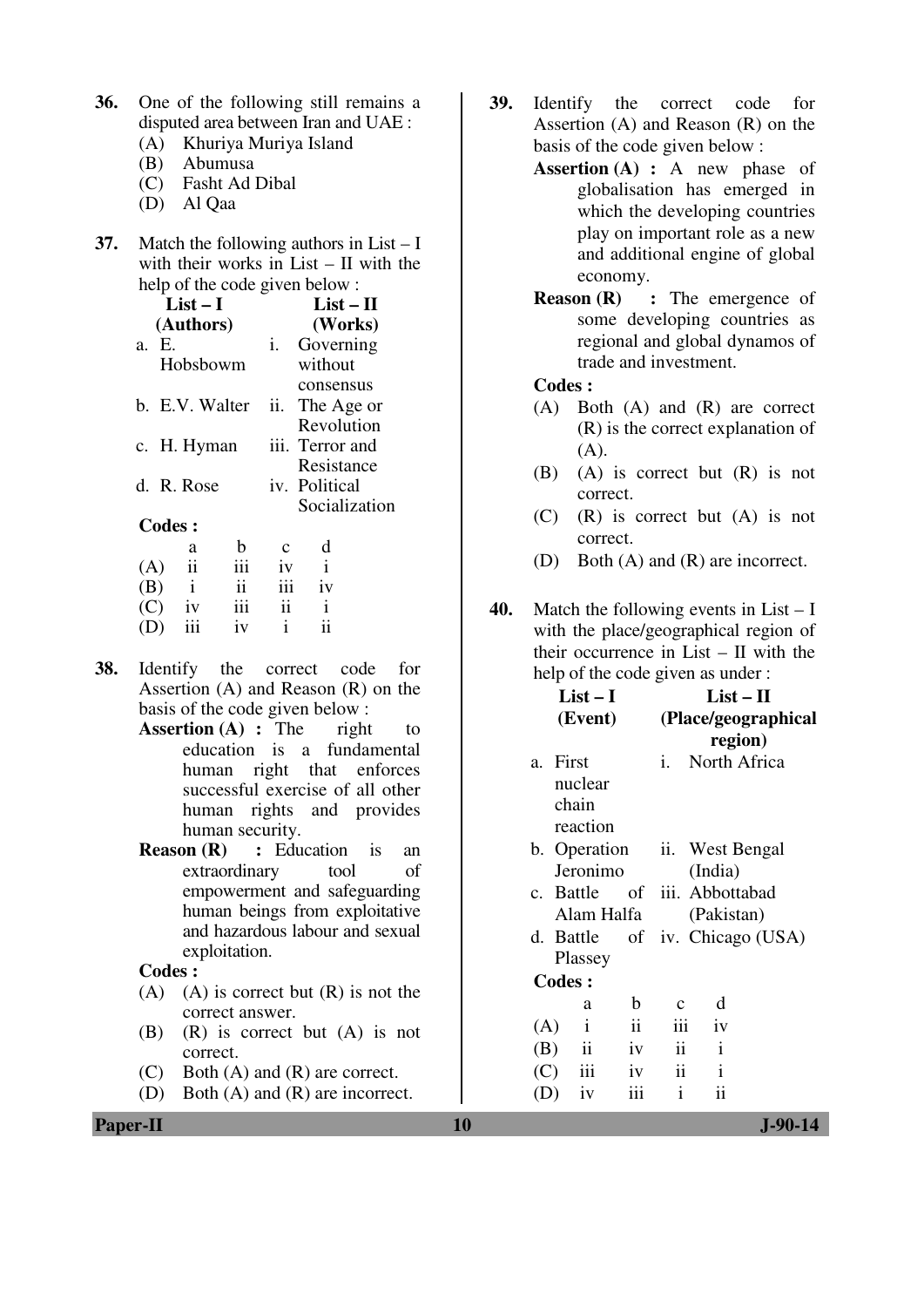**36.** One of the following still remains a disputed area between Iran and UAE :

(A) Khuriya Muriya Island
(B) Abumusa
(C) Fasht Ad Dibal
(D) Al Qaa

**37.** Match the following authors in List – I with their works in List – II with the help of the code given below :

| List – I (Authors) | List – II (Works) |
|---|---|
| a. E. Hobsbowm | i. Governing without consensus |
| b. E.V. Walter | ii. The Age or Revolution |
| c. H. Hyman | iii. Terror and Resistance |
| d. R. Rose | iv. Political Socialization |

**Codes :**

| | a | b | c | d |
|---|---|---|---|---|
| (A) | ii | iii | iv | i |
| (B) | i | ii | iii | iv |
| (C) | iv | iii | ii | i |
| (D) | iii | iv | i | ii |

**38.** Identify the correct code for Assertion (A) and Reason (R) on the basis of the code given below :

**Assertion (A) :** The right to education is a fundamental human right that enforces successful exercise of all other human rights and provides human security.

**Reason (R) :** Education is an extraordinary tool of empowerment and safeguarding human beings from exploitative and hazardous labour and sexual exploitation.

**Codes :**

(A) (A) is correct but (R) is not the correct answer.
(B) (R) is correct but (A) is not correct.
(C) Both (A) and (R) are correct.
(D) Both (A) and (R) are incorrect.

**39.** Identify the correct code for Assertion (A) and Reason (R) on the basis of the code given below :

**Assertion (A) :** A new phase of globalisation has emerged in which the developing countries play on important role as a new and additional engine of global economy.

**Reason (R) :** The emergence of some developing countries as regional and global dynamos of trade and investment.

**Codes :**

(A) Both (A) and (R) are correct (R) is the correct explanation of (A).
(B) (A) is correct but (R) is not correct.
(C) (R) is correct but (A) is not correct.
(D) Both (A) and (R) are incorrect.

**40.** Match the following events in List – I with the place/geographical region of their occurrence in List – II with the help of the code given as under :

| List – I (Event) | List – II (Place/geographical region) |
|---|---|
| a. First nuclear chain reaction | i. North Africa |
| b. Operation Jeronimo | ii. West Bengal (India) |
| c. Battle of Alam Halfa | iii. Abbottabad (Pakistan) |
| d. Battle of Plassey | iv. Chicago (USA) |

**Codes :**

| | a | b | c | d |
|---|---|---|---|---|
| (A) | i | ii | iii | iv |
| (B) | ii | iv | ii | i |
| (C) | iii | iv | ii | i |
| (D) | iv | iii | i | ii |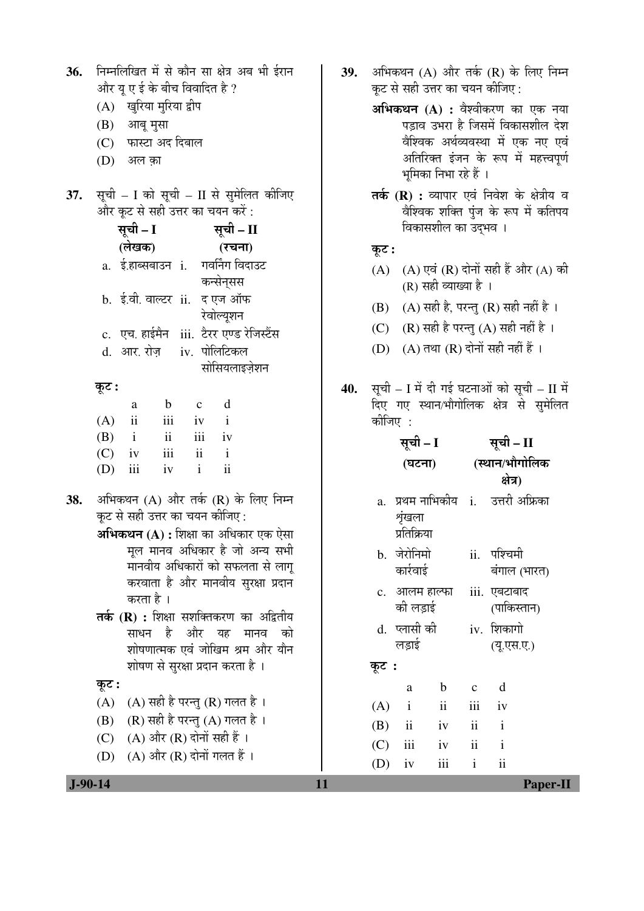36. निम्नलिखित में से कौन सा क्षेत्र अब भी ईरान और यू ए ई के बीच विवादित है ?

(A) खुरिया मुरिया द्वीप
(B) आबू मुसा
(C) फास्टा अद दिबाल
(D) अल क़ा

37. सूची – I को सूची – II से सुमेलित कीजिए और कूट से सही उत्तर का चयन करें :

| सूची – I (लेखक) | सूची – II (रचना) |
|---|---|
| a. ई.हाब्सबाउन | i. गवर्निंग विदाउट कन्सेन्सस |
| b. ई.वी. वाल्टर | ii. द एज ऑफ रेवोल्यूशन |
| c. एच. हाईमैन | iii. टैरर एण्ड रेजिस्टैंस |
| d. आर. रोज़ | iv. पोलिटिकल सोसियलाइज़ेशन |

कूट :

| | a | b | c | d |
|---|---|---|---|---|
| (A) | ii | iii | iv | i |
| (B) | i | ii | iii | iv |
| (C) | iv | iii | ii | i |
| (D) | iii | iv | i | ii |

38. अभिकथन (A) और तर्क (R) के लिए निम्न कूट से सही उत्तर का चयन कीजिए :

**अभिकथन (A) :** शिक्षा का अधिकार एक ऐसा मूल मानव अधिकार है जो अन्य सभी मानवीय अधिकारों को सफलता से लागू करवाता है और मानवीय सुरक्षा प्रदान करता है ।

**तर्क (R) :** शिक्षा सशक्तिकरण का अद्वितीय साधन है और यह मानव को शोषणात्मक एवं जोखिम श्रम और यौन शोषण से सुरक्षा प्रदान करता है ।

कूट :

(A) (A) सही है परन्तु (R) गलत है ।
(B) (R) सही है परन्तु (A) गलत है ।
(C) (A) और (R) दोनों सही हैं ।
(D) (A) और (R) दोनों गलत हैं ।

39. अभिकथन (A) और तर्क (R) के लिए निम्न कूट से सही उत्तर का चयन कीजिए :

**अभिकथन (A) :** वैश्वीकरण का एक नया पड़ाव उभरा है जिसमें विकासशील देश वैश्विक अर्थव्यवस्था में एक नए एवं अतिरिक्त इंजन के रूप में महत्त्वपूर्ण भूमिका निभा रहे हैं ।

**तर्क (R) :** व्यापार एवं निवेश के क्षेत्रीय व वैश्विक शक्ति पुंज के रूप में कतिपय विकासशील का उद्भव ।

कूट :

(A) (A) एवं (R) दोनों सही हैं और (A) की (R) सही व्याख्या है ।
(B) (A) सही है, परन्तु (R) सही नहीं है ।
(C) (R) सही है परन्तु (A) सही नहीं है ।
(D) (A) तथा (R) दोनों सही नहीं हैं ।

40. सूची – I में दी गई घटनाओं को सूची – II में दिए गए स्थान/भौगोलिक क्षेत्र से सुमेलित कीजिए :

| सूची – I (घटना) | सूची – II (स्थान/भौगोलिक क्षेत्र) |
|---|---|
| a. प्रथम नाभिकीय शृंखला प्रतिक्रिया | i. उत्तरी अफ्रिका |
| b. जेरोनिमो कार्रवाई | ii. पश्चिमी बंगाल (भारत) |
| c. आलम हाल्फा की लड़ाई | iii. एबटाबाद (पाकिस्तान) |
| d. प्लासी की लड़ाई | iv. शिकागो (यू.एस.ए.) |

कूट :

| | a | b | c | d |
|---|---|---|---|---|
| (A) | i | ii | iii | iv |
| (B) | ii | iv | ii | i |
| (C) | iii | iv | ii | i |
| (D) | iv | iii | i | ii |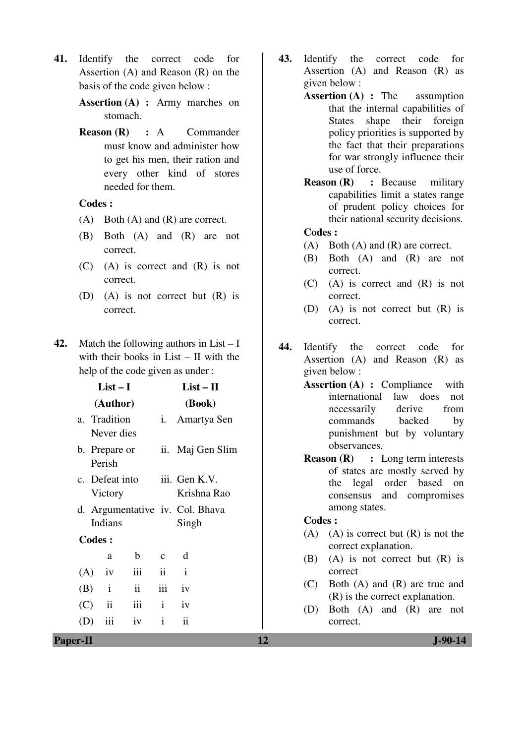**41.** Identify the correct code for Assertion (A) and Reason (R) on the basis of the code given below :

**Assertion (A) :** Army marches on stomach.

**Reason (R) :** A Commander must know and administer how to get his men, their ration and every other kind of stores needed for them.

**Codes :**

(A) Both (A) and (R) are correct.

(B) Both (A) and (R) are not correct.

(C) (A) is correct and (R) is not correct.

(D) (A) is not correct but (R) is correct.

**42.** Match the following authors in List – I with their books in List – II with the help of the code given as under :

| List – I (Author) | List – II (Book) |
|---|---|
| a. Tradition Never dies | i. Amartya Sen |
| b. Prepare or Perish | ii. Maj Gen Slim |
| c. Defeat into Victory | iii. Gen K.V. Krishna Rao |
| d. Argumentative Indians | iv. Col. Bhava Singh |

**Codes :**

| | a | b | c | d |
|---|---|---|---|---|
| (A) | iv | iii | ii | i |
| (B) | i | ii | iii | iv |
| (C) | ii | iii | i | iv |
| (D) | iii | iv | i | ii |

**43.** Identify the correct code for Assertion (A) and Reason (R) as given below :

**Assertion (A) :** The assumption that the internal capabilities of States shape their foreign policy priorities is supported by the fact that their preparations for war strongly influence their use of force.

**Reason (R) :** Because military capabilities limit a states range of prudent policy choices for their national security decisions.

**Codes :**

(A) Both (A) and (R) are correct.

(B) Both (A) and (R) are not correct.

(C) (A) is correct and (R) is not correct.

(D) (A) is not correct but (R) is correct.

**44.** Identify the correct code for Assertion (A) and Reason (R) as given below :

**Assertion (A) :** Compliance with international law does not necessarily derive from commands backed by punishment but by voluntary observances.

**Reason (R) :** Long term interests of states are mostly served by the legal order based on consensus and compromises among states.

**Codes :**

(A) (A) is correct but (R) is not the correct explanation.

(B) (A) is not correct but (R) is correct

(C) Both (A) and (R) are true and (R) is the correct explanation.

(D) Both (A) and (R) are not correct.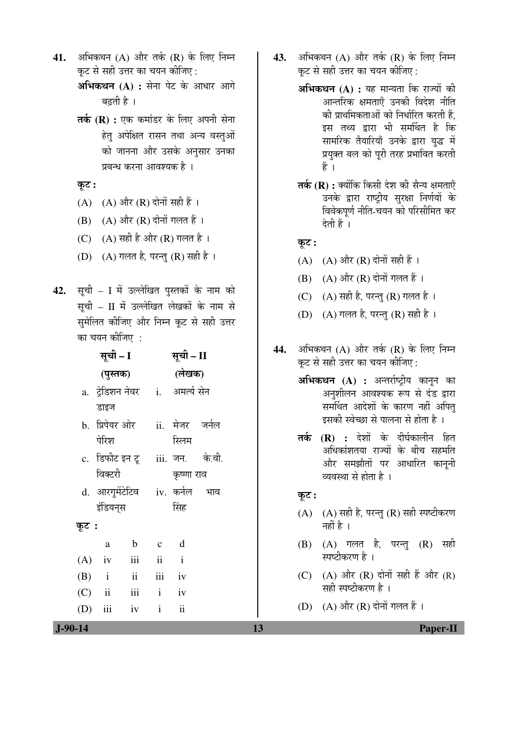**41.** अभिकथन (A) और तर्क (R) के लिए निम्न कूट से सही उत्तर का चयन कीजिए :

**अभिकथन (A) :** सेना पेट के आधार आगे बढ़ती है ।

**तर्क (R) :** एक कमांडर के लिए अपनी सेना हेतु अपेक्षित रासन तथा अन्य वस्तुओं को जानना और उसके अनुसार उनका प्रबन्ध करना आवश्यक है ।

**कूट :**

(A) (A) और (R) दोनों सही हैं ।

(B) (A) और (R) दोनों गलत हैं ।

(C) (A) सही है और (R) गलत है ।

(D) (A) गलत है, परन्तु (R) सही है ।

**42.** सूची – I में उल्लेखित पुस्तकों के नाम को सूची – II में उल्लेखित लेखकों के नाम से सुमेलित कीजिए और निम्न कूट से सही उत्तर का चयन कीजिए :

| सूची – I (पुस्तक) | सूची – II (लेखक) |
|---|---|
| a. ट्रेडिशन नेवर डाइज | i. अमर्त्य सेन |
| b. प्रिपेयर ओर पेरिश | ii. मेजर जर्नल स्लिम |
| c. डिफीट इन टू विक्टरी | iii. जन. के.वी. कृष्णा राव |
| d. आरगुमेंटेटिव इंडियन्स | iv. कर्नल भाव सिंह |

**कूट :**

| | a | b | c | d |
|---|---|---|---|---|
| (A) | iv | iii | ii | i |
| (B) | i | ii | iii | iv |
| (C) | ii | iii | i | iv |
| (D) | iii | iv | i | ii |

**43.** अभिकथन (A) और तर्क (R) के लिए निम्न कूट से सही उत्तर का चयन कीजिए :

**अभिकथन (A) :** यह मान्यता कि राज्यों की आन्तरिक क्षमताएँ उनकी विदेश नीति की प्राथमिकताओं को निर्धारित करती हैं, इस तथ्य द्वारा भी समर्थित है कि सामरिक तैयारियाँ उनके द्वारा युद्ध में प्रयुक्त बल को पूरी तरह प्रभावित करती हैं ।

**तर्क (R) :** क्योंकि किसी देश की सैन्य क्षमताएँ उनके द्वारा राष्ट्रीय सुरक्षा निर्णयों के विवेकपूर्ण नीति-चयन को परिसीमित कर देती हैं ।

**कूट :**

(A) (A) और (R) दोनों सही हैं ।

(B) (A) और (R) दोनों गलत हैं ।

(C) (A) सही है, परन्तु (R) गलत है ।

(D) (A) गलत है, परन्तु (R) सही है ।

**44.** अभिकथन (A) और तर्क (R) के लिए निम्न कूट से सही उत्तर का चयन कीजिए :

**अभिकथन (A) :** अन्तर्राष्ट्रीय कानून का अनुशीलन आवश्यक रूप से दंड द्वारा समर्थित आदेशों के कारण नहीं अपितु इसकी स्वेच्छा से पालना से होता है ।

**तर्क (R) :** देशों के दीर्घकालीन हित अधिकांशतया राज्यों के बीच सहमति और समझौतों पर आधारित कानूनी व्यवस्था से होता है ।

**कूट :**

(A) (A) सही है, परन्तु (R) सही स्पष्टीकरण नहीं है ।

(B) (A) गलत है, परन्तु (R) सही स्पष्टीकरण है ।

(C) (A) और (R) दोनों सही हैं और (R) सही स्पष्टीकरण है ।

(D) (A) और (R) दोनों गलत हैं ।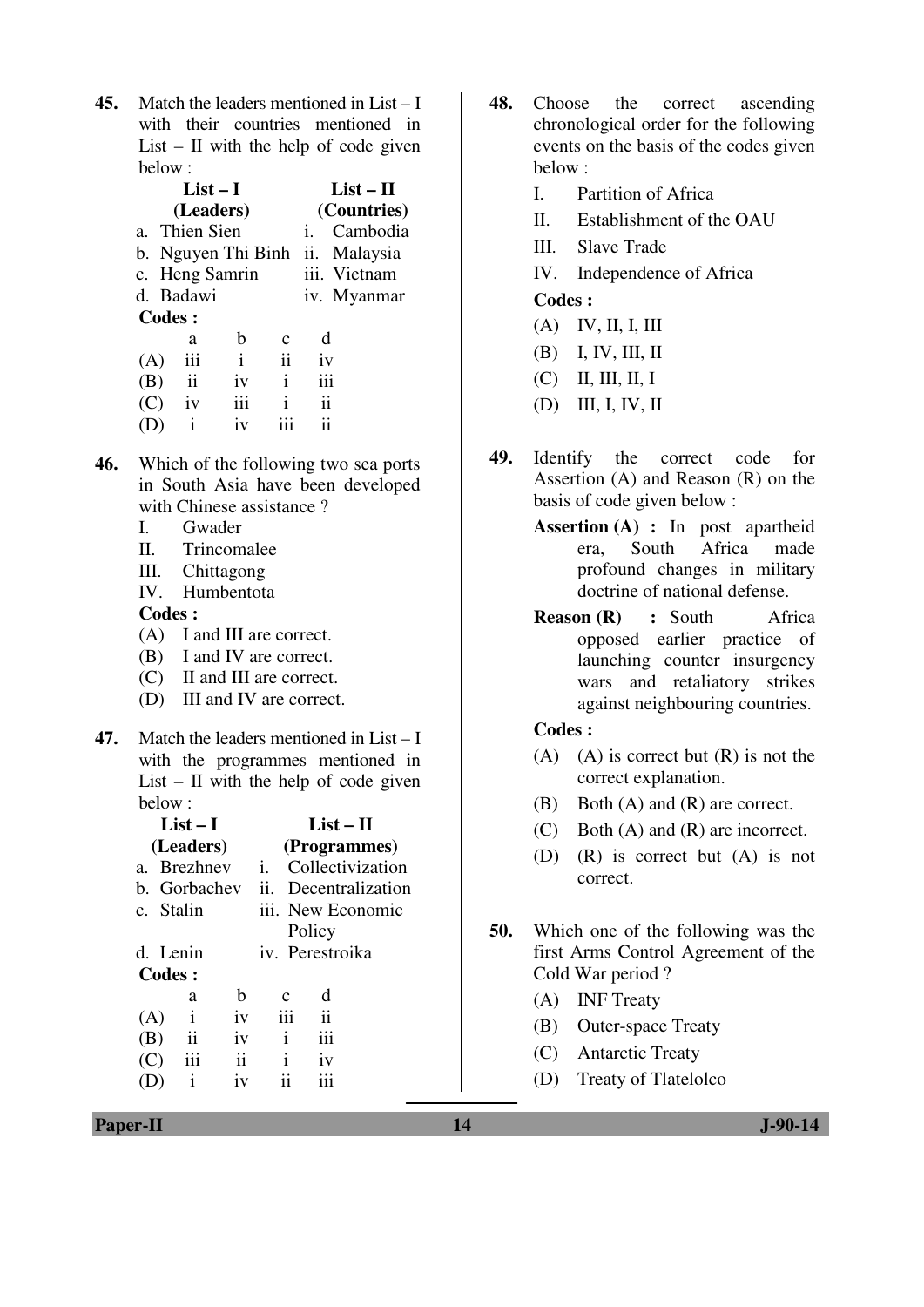**45.** Match the leaders mentioned in List – I with their countries mentioned in List – II with the help of code given below :

| List – I (Leaders) | List – II (Countries) |
|---|---|
| a. Thien Sien | i. Cambodia |
| b. Nguyen Thi Binh | ii. Malaysia |
| c. Heng Samrin | iii. Vietnam |
| d. Badawi | iv. Myanmar |

**Codes :**

| | a | b | c | d |
|---|---|---|---|---|
| (A) | iii | i | ii | iv |
| (B) | ii | iv | i | iii |
| (C) | iv | iii | i | ii |
| (D) | i | iv | iii | ii |

**46.** Which of the following two sea ports in South Asia have been developed with Chinese assistance ?

I. Gwader
II. Trincomalee
III. Chittagong
IV. Humbentota

**Codes :**

(A) I and III are correct.
(B) I and IV are correct.
(C) II and III are correct.
(D) III and IV are correct.

**47.** Match the leaders mentioned in List – I with the programmes mentioned in List – II with the help of code given below :

| List – I (Leaders) | List – II (Programmes) |
|---|---|
| a. Brezhnev | i. Collectivization |
| b. Gorbachev | ii. Decentralization |
| c. Stalin | iii. New Economic Policy |
| d. Lenin | iv. Perestroika |

**Codes :**

| | a | b | c | d |
|---|---|---|---|---|
| (A) | i | iv | iii | ii |
| (B) | ii | iv | i | iii |
| (C) | iii | ii | i | iv |
| (D) | i | iv | ii | iii |

**48.** Choose the correct ascending chronological order for the following events on the basis of the codes given below :

I. Partition of Africa
II. Establishment of the OAU
III. Slave Trade
IV. Independence of Africa

**Codes :**

(A) IV, II, I, III
(B) I, IV, III, II
(C) II, III, II, I
(D) III, I, IV, II

**49.** Identify the correct code for Assertion (A) and Reason (R) on the basis of code given below :

**Assertion (A) :** In post apartheid era, South Africa made profound changes in military doctrine of national defense.

**Reason (R) :** South Africa opposed earlier practice of launching counter insurgency wars and retaliatory strikes against neighbouring countries.

**Codes :**

(A) (A) is correct but (R) is not the correct explanation.
(B) Both (A) and (R) are correct.
(C) Both (A) and (R) are incorrect.
(D) (R) is correct but (A) is not correct.

**50.** Which one of the following was the first Arms Control Agreement of the Cold War period ?

(A) INF Treaty
(B) Outer-space Treaty
(C) Antarctic Treaty
(D) Treaty of Tlatelolco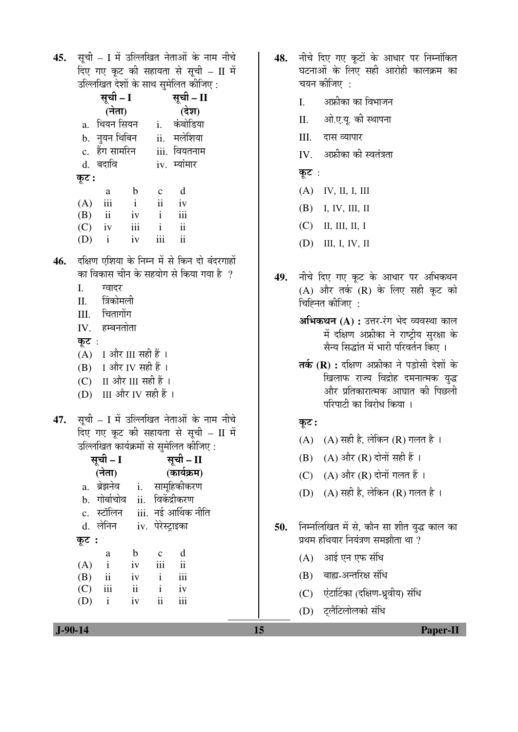45. सूची – I में उल्लिखित नेताओं के नाम नीचे दिए गए कूट की सहायता से सूची – II में उल्लिखित देशों के साथ सुमेलित कीजिए :

| सूची – I (नेता) | सूची – II (देश) |
|---|---|
| a. थियन सियन | i. कंबोडिया |
| b. नुयन थिबिन | ii. मलेशिया |
| c. हैंग सामरिन | iii. वियतनाम |
| d. बदावि | iv. म्यांमार |

**कूट :**

| | a | b | c | d |
|---|---|---|---|---|
| (A) | iii | i | ii | iv |
| (B) | ii | iv | i | iii |
| (C) | iv | iii | i | ii |
| (D) | i | iv | iii | ii |

46. दक्षिण एशिया के निम्न में से किन दो बंदरगाहों का विकास चीन के सहयोग से किया गया है ?

I. ग्वादर
II. त्रिंकोमली
III. चितागोंग
IV. हम्बनतोता

कूट :
(A) I और III सही हैं ।
(B) I और IV सही हैं ।
(C) II और III सही हैं ।
(D) III और IV सही हैं ।

47. सूची – I में उल्लिखित नेताओं के नाम नीचे दिए गए कूट की सहायता से सूची – II में उल्लिखित कार्यक्रमों से सुमेलित कीजिए :

| सूची – I (नेता) | सूची – II (कार्यक्रम) |
|---|---|
| a. ब्रेझनेव | i. सामूहिकीकरण |
| b. गोर्बाचोव | ii. विकेंद्रीकरण |
| c. स्टॉलिन | iii. नई आर्थिक नीति |
| d. लेनिन | iv. पेरेस्ट्राइका |

**कूट :**

| | a | b | c | d |
|---|---|---|---|---|
| (A) | i | iv | iii | ii |
| (B) | ii | iv | i | iii |
| (C) | iii | ii | i | iv |
| (D) | i | iv | ii | iii |

48. नीचे दिए गए कूटों के आधार पर निम्नांकित घटनाओं के लिए सही आरोही कालक्रम का चयन कीजिए :

I. अफ्रीका का विभाजन
II. ओ.ए.यू. की स्थापना
III. दास व्यापार
IV. अफ्रीका की स्वतंत्रता

कूट :
(A) IV, II, I, III
(B) I, IV, III, II
(C) II, III, II, I
(D) III, I, IV, II

49. नीचे दिए गए कूट के आधार पर अभिकथन (A) और तर्क (R) के लिए सही कूट को चिह्नित कीजिए :

**अभिकथन (A) :** उत्तर-रंग भेद व्यवस्था काल में दक्षिण अफ्रीका ने राष्ट्रीय सुरक्षा के सैन्य सिद्धांत में भारी परिवर्तन किए ।

**तर्क (R) :** दक्षिण अफ्रीका ने पड़ोसी देशों के खिलाफ राज्य विद्रोह दमनात्मक युद्ध और प्रतिकारात्मक आघात की पिछली परिपाटी का विरोध किया ।

**कूट :**
(A) (A) सही है, लेकिन (R) गलत है ।
(B) (A) और (R) दोनों सही हैं ।
(C) (A) और (R) दोनों गलत हैं ।
(D) (A) सही है, लेकिन (R) गलत है ।

50. निम्नलिखित में से, कौन सा शीत युद्ध काल का प्रथम हथियार नियंत्रण समझौता था ?

(A) आई एन एफ संधि
(B) बाह्य-अन्तरिक्ष संधि
(C) एंटार्टिका (दक्षिण-ध्रुवीय) संधि
(D) ट्लैटिलोलको संधि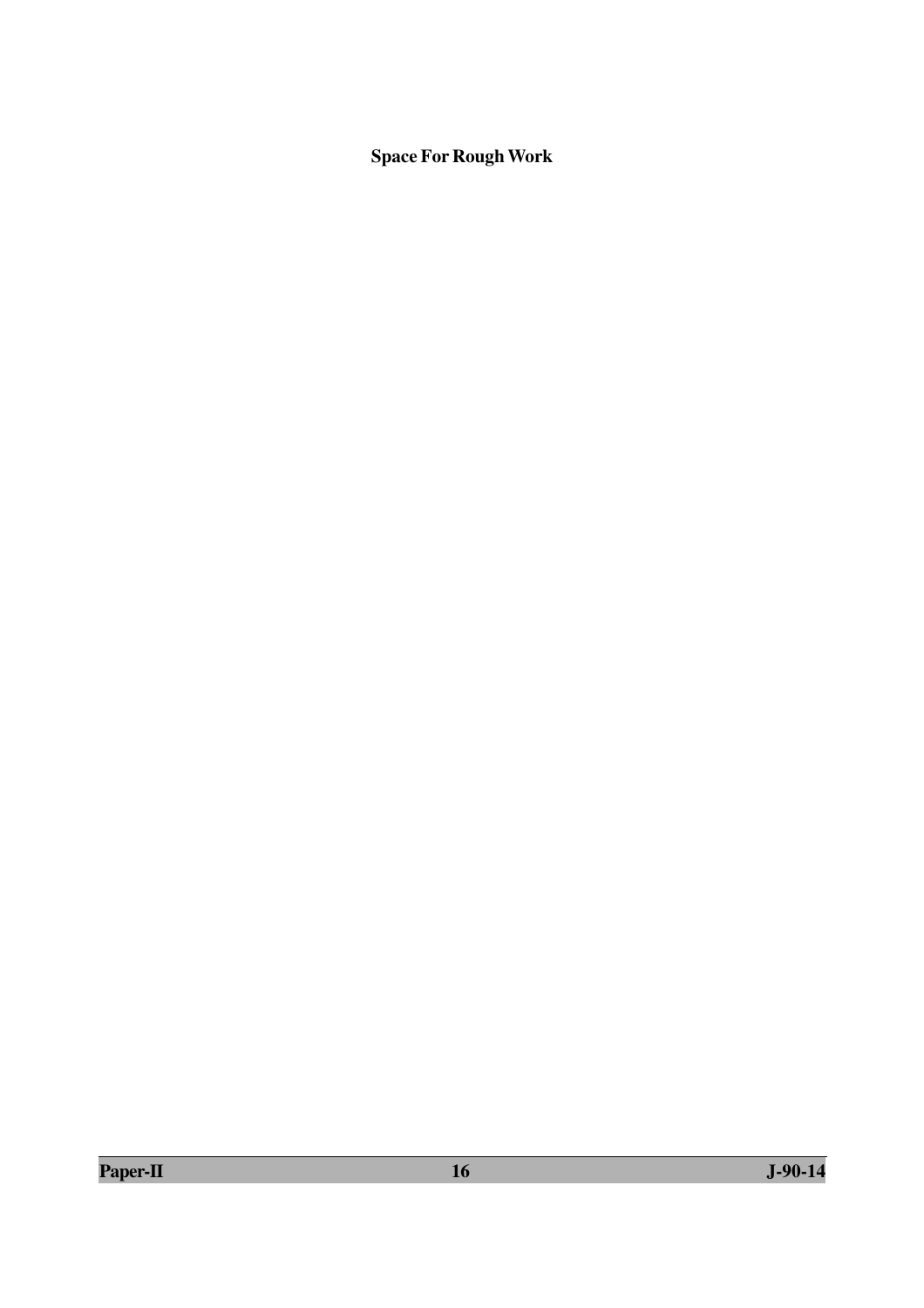**Space For Rough Work**